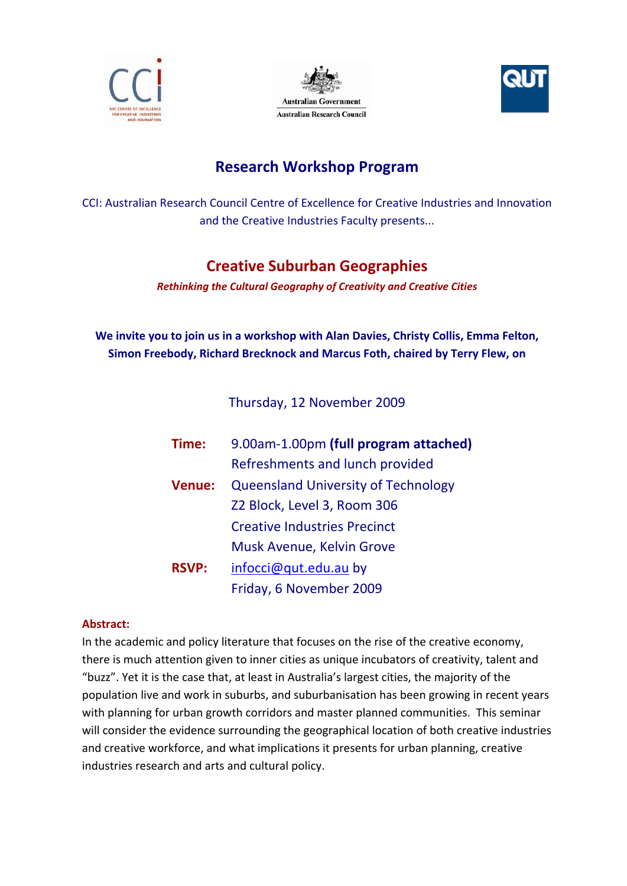# Research Workshop Program

CCI: Australian Research Council Centre of Excellence for Creative Industries and Innovation and the Creative Industries Faculty presents...

## Creative Suburban Geographies

***Rethinking the Cultural Geography of Creativity and Creative Cities***

**We invite you to join us in a workshop with Alan Davies, Christy Collis, Emma Felton, Simon Freebody, Richard Brecknock and Marcus Foth, chaired by Terry Flew, on**

Thursday, 12 November 2009

**Time:** 9.00am-1.00pm **(full program attached)**
Refreshments and lunch provided

**Venue:** Queensland University of Technology
Z2 Block, Level 3, Room 306
Creative Industries Precinct
Musk Avenue, Kelvin Grove

**RSVP:** infocci@qut.edu.au by
Friday, 6 November 2009

**Abstract:**

In the academic and policy literature that focuses on the rise of the creative economy, there is much attention given to inner cities as unique incubators of creativity, talent and "buzz". Yet it is the case that, at least in Australia's largest cities, the majority of the population live and work in suburbs, and suburbanisation has been growing in recent years with planning for urban growth corridors and master planned communities. This seminar will consider the evidence surrounding the geographical location of both creative industries and creative workforce, and what implications it presents for urban planning, creative industries research and arts and cultural policy.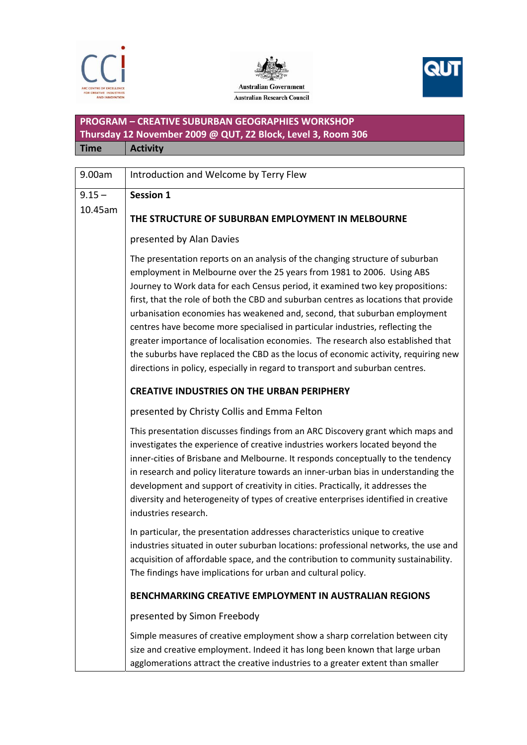| PROGRAM – CREATIVE SUBURBAN GEOGRAPHIES WORKSHOP<br>Thursday 12 November 2009 @ QUT, Z2 Block, Level 3, Room 306 | |
|---|---|
| **Time** | **Activity** |
| 9.00am | Introduction and Welcome by Terry Flew |
| 9.15 – 10.45am | **Session 1**<br><br>**THE STRUCTURE OF SUBURBAN EMPLOYMENT IN MELBOURNE**<br><br>presented by Alan Davies<br><br>The presentation reports on an analysis of the changing structure of suburban employment in Melbourne over the 25 years from 1981 to 2006. Using ABS Journey to Work data for each Census period, it examined two key propositions: first, that the role of both the CBD and suburban centres as locations that provide urbanisation economies has weakened and, second, that suburban employment centres have become more specialised in particular industries, reflecting the greater importance of localisation economies. The research also established that the suburbs have replaced the CBD as the locus of economic activity, requiring new directions in policy, especially in regard to transport and suburban centres.<br><br>**CREATIVE INDUSTRIES ON THE URBAN PERIPHERY**<br><br>presented by Christy Collis and Emma Felton<br><br>This presentation discusses findings from an ARC Discovery grant which maps and investigates the experience of creative industries workers located beyond the inner-cities of Brisbane and Melbourne. It responds conceptually to the tendency in research and policy literature towards an inner-urban bias in understanding the development and support of creativity in cities. Practically, it addresses the diversity and heterogeneity of types of creative enterprises identified in creative industries research.<br><br>In particular, the presentation addresses characteristics unique to creative industries situated in outer suburban locations: professional networks, the use and acquisition of affordable space, and the contribution to community sustainability. The findings have implications for urban and cultural policy.<br><br>**BENCHMARKING CREATIVE EMPLOYMENT IN AUSTRALIAN REGIONS**<br><br>presented by Simon Freebody<br><br>Simple measures of creative employment show a sharp correlation between city size and creative employment. Indeed it has long been known that large urban agglomerations attract the creative industries to a greater extent than smaller |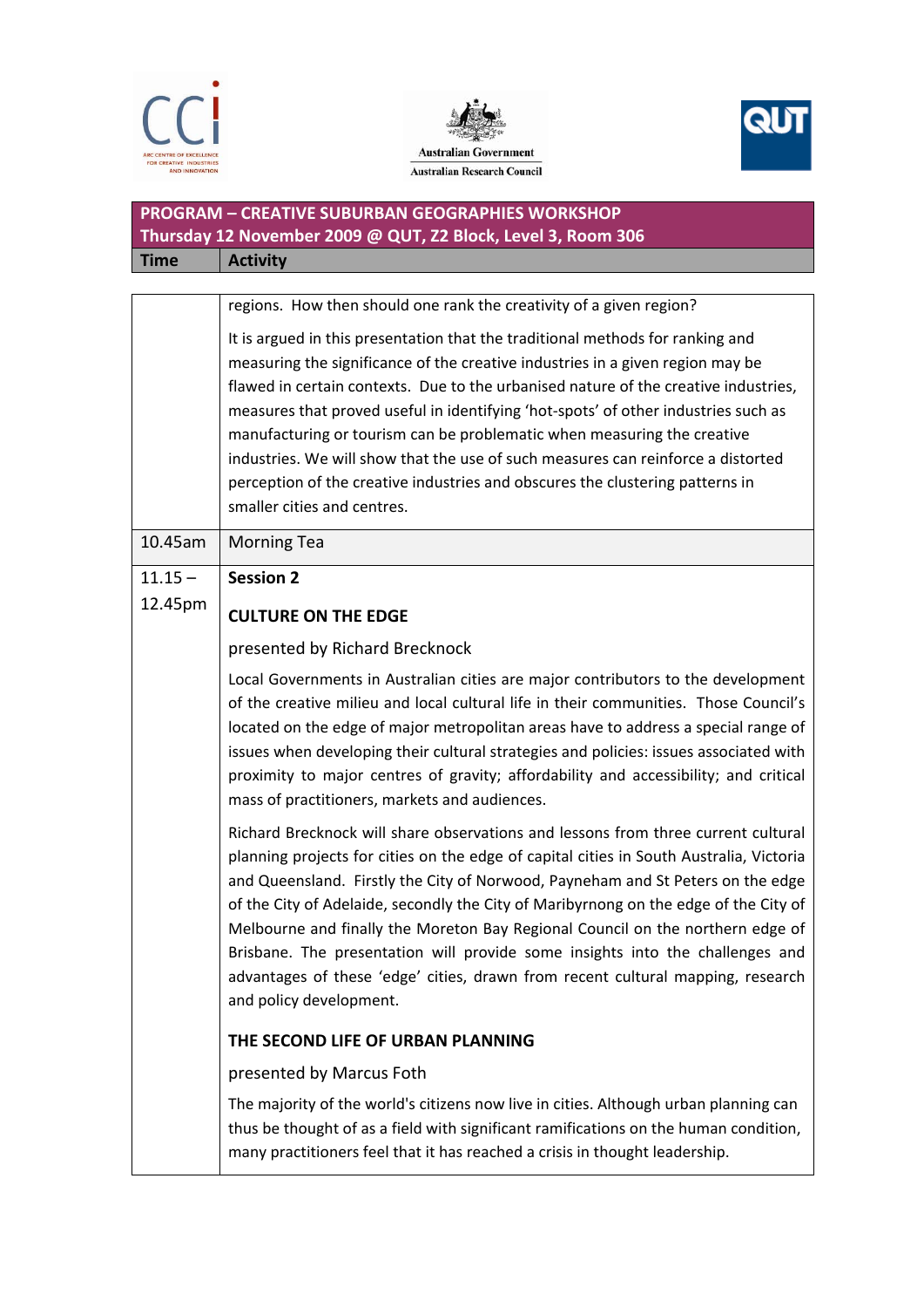## PROGRAM – CREATIVE SUBURBAN GEOGRAPHIES WORKSHOP

**Thursday 12 November 2009 @ QUT, Z2 Block, Level 3, Room 306**

| Time | Activity |
|---|---|
| | regions. How then should one rank the creativity of a given region?<br><br>It is argued in this presentation that the traditional methods for ranking and measuring the significance of the creative industries in a given region may be flawed in certain contexts. Due to the urbanised nature of the creative industries, measures that proved useful in identifying 'hot-spots' of other industries such as manufacturing or tourism can be problematic when measuring the creative industries. We will show that the use of such measures can reinforce a distorted perception of the creative industries and obscures the clustering patterns in smaller cities and centres. |
| 10.45am | Morning Tea |
| 11.15 – 12.45pm | **Session 2**<br><br>**CULTURE ON THE EDGE**<br><br>presented by Richard Brecknock<br><br>Local Governments in Australian cities are major contributors to the development of the creative milieu and local cultural life in their communities. Those Council's located on the edge of major metropolitan areas have to address a special range of issues when developing their cultural strategies and policies: issues associated with proximity to major centres of gravity; affordability and accessibility; and critical mass of practitioners, markets and audiences.<br><br>Richard Brecknock will share observations and lessons from three current cultural planning projects for cities on the edge of capital cities in South Australia, Victoria and Queensland. Firstly the City of Norwood, Payneham and St Peters on the edge of the City of Adelaide, secondly the City of Maribyrnong on the edge of the City of Melbourne and finally the Moreton Bay Regional Council on the northern edge of Brisbane. The presentation will provide some insights into the challenges and advantages of these 'edge' cities, drawn from recent cultural mapping, research and policy development.<br><br>**THE SECOND LIFE OF URBAN PLANNING**<br><br>presented by Marcus Foth<br><br>The majority of the world's citizens now live in cities. Although urban planning can thus be thought of as a field with significant ramifications on the human condition, many practitioners feel that it has reached a crisis in thought leadership. |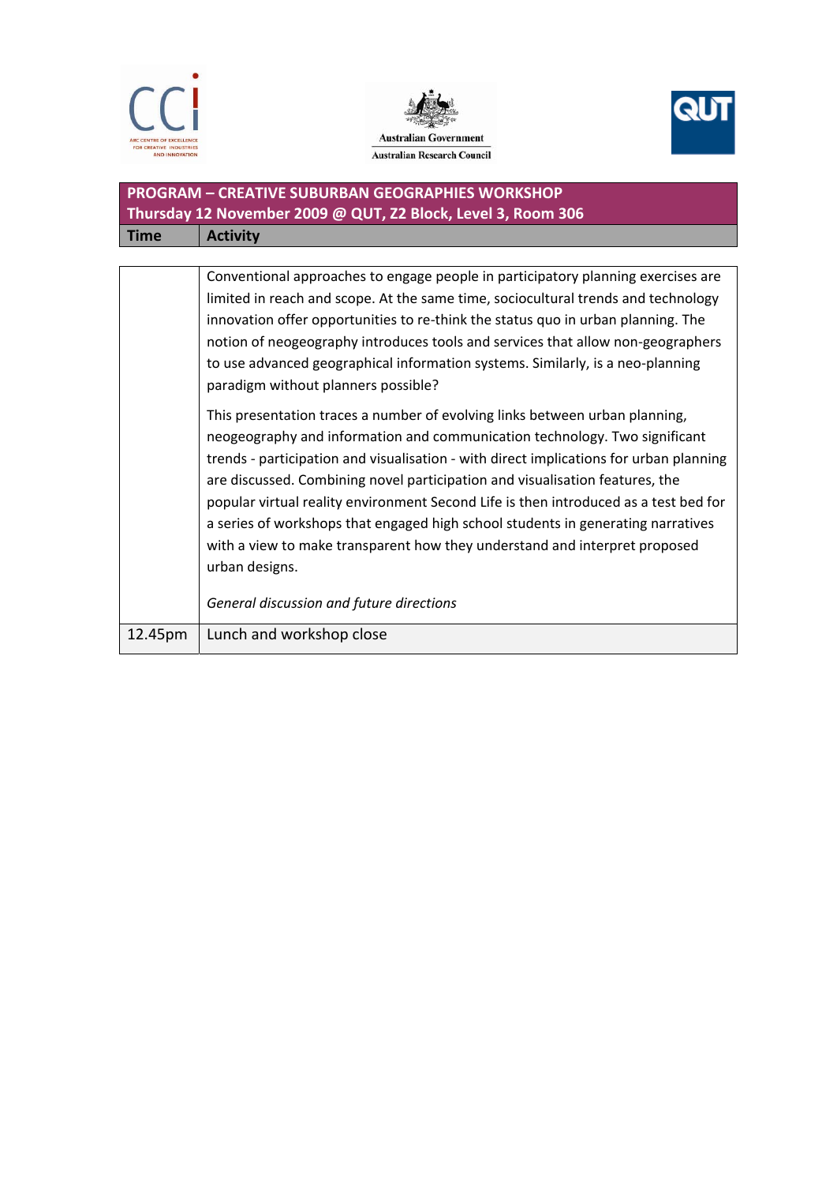**PROGRAM – CREATIVE SUBURBAN GEOGRAPHIES WORKSHOP**
**Thursday 12 November 2009 @ QUT, Z2 Block, Level 3, Room 306**

| Time | Activity |
|---|---|
| | Conventional approaches to engage people in participatory planning exercises are limited in reach and scope. At the same time, sociocultural trends and technology innovation offer opportunities to re-think the status quo in urban planning. The notion of neogeography introduces tools and services that allow non-geographers to use advanced geographical information systems. Similarly, is a neo-planning paradigm without planners possible?<br><br>This presentation traces a number of evolving links between urban planning, neogeography and information and communication technology. Two significant trends - participation and visualisation - with direct implications for urban planning are discussed. Combining novel participation and visualisation features, the popular virtual reality environment Second Life is then introduced as a test bed for a series of workshops that engaged high school students in generating narratives with a view to make transparent how they understand and interpret proposed urban designs.<br><br>*General discussion and future directions* |
| 12.45pm | Lunch and workshop close |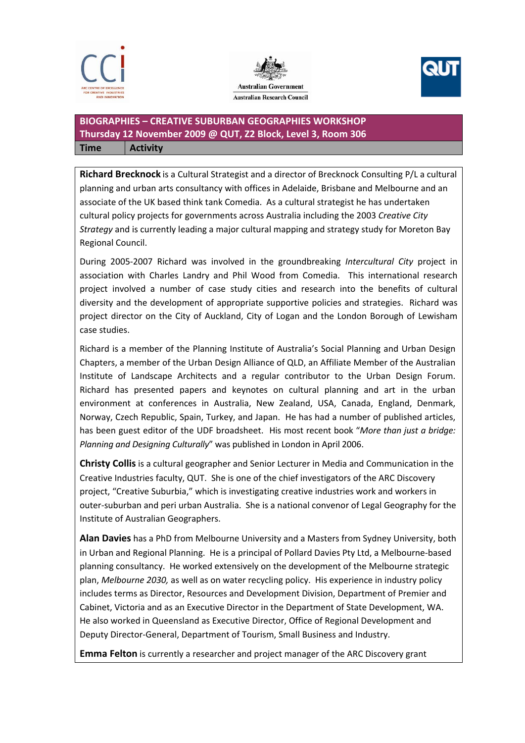**BIOGRAPHIES – CREATIVE SUBURBAN GEOGRAPHIES WORKSHOP**
**Thursday 12 November 2009 @ QUT, Z2 Block, Level 3, Room 306**

| Time | Activity |
|---|---|

**Richard Brecknock** is a Cultural Strategist and a director of Brecknock Consulting P/L a cultural planning and urban arts consultancy with offices in Adelaide, Brisbane and Melbourne and an associate of the UK based think tank Comedia. As a cultural strategist he has undertaken cultural policy projects for governments across Australia including the 2003 *Creative City Strategy* and is currently leading a major cultural mapping and strategy study for Moreton Bay Regional Council.

During 2005-2007 Richard was involved in the groundbreaking *Intercultural City* project in association with Charles Landry and Phil Wood from Comedia. This international research project involved a number of case study cities and research into the benefits of cultural diversity and the development of appropriate supportive policies and strategies. Richard was project director on the City of Auckland, City of Logan and the London Borough of Lewisham case studies.

Richard is a member of the Planning Institute of Australia's Social Planning and Urban Design Chapters, a member of the Urban Design Alliance of QLD, an Affiliate Member of the Australian Institute of Landscape Architects and a regular contributor to the Urban Design Forum. Richard has presented papers and keynotes on cultural planning and art in the urban environment at conferences in Australia, New Zealand, USA, Canada, England, Denmark, Norway, Czech Republic, Spain, Turkey, and Japan. He has had a number of published articles, has been guest editor of the UDF broadsheet. His most recent book "*More than just a bridge: Planning and Designing Culturally*" was published in London in April 2006.

**Christy Collis** is a cultural geographer and Senior Lecturer in Media and Communication in the Creative Industries faculty, QUT. She is one of the chief investigators of the ARC Discovery project, "Creative Suburbia," which is investigating creative industries work and workers in outer-suburban and peri urban Australia. She is a national convenor of Legal Geography for the Institute of Australian Geographers.

**Alan Davies** has a PhD from Melbourne University and a Masters from Sydney University, both in Urban and Regional Planning. He is a principal of Pollard Davies Pty Ltd, a Melbourne-based planning consultancy. He worked extensively on the development of the Melbourne strategic plan, *Melbourne 2030,* as well as on water recycling policy. His experience in industry policy includes terms as Director, Resources and Development Division, Department of Premier and Cabinet, Victoria and as an Executive Director in the Department of State Development, WA. He also worked in Queensland as Executive Director, Office of Regional Development and Deputy Director-General, Department of Tourism, Small Business and Industry.

**Emma Felton** is currently a researcher and project manager of the ARC Discovery grant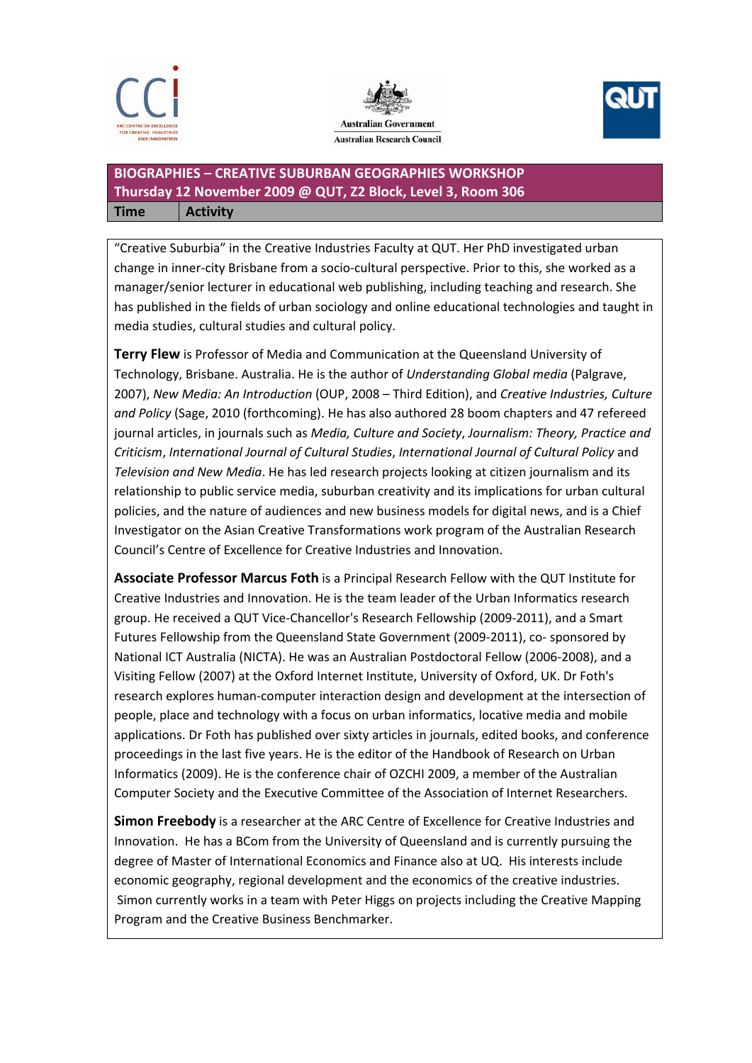**BIOGRAPHIES – CREATIVE SUBURBAN GEOGRAPHIES WORKSHOP**
**Thursday 12 November 2009 @ QUT, Z2 Block, Level 3, Room 306**

| Time | Activity |
|---|---|

"Creative Suburbia" in the Creative Industries Faculty at QUT. Her PhD investigated urban change in inner-city Brisbane from a socio-cultural perspective. Prior to this, she worked as a manager/senior lecturer in educational web publishing, including teaching and research. She has published in the fields of urban sociology and online educational technologies and taught in media studies, cultural studies and cultural policy.

**Terry Flew** is Professor of Media and Communication at the Queensland University of Technology, Brisbane. Australia. He is the author of *Understanding Global media* (Palgrave, 2007), *New Media: An Introduction* (OUP, 2008 – Third Edition), and *Creative Industries, Culture and Policy* (Sage, 2010 (forthcoming). He has also authored 28 boom chapters and 47 refereed journal articles, in journals such as *Media, Culture and Society*, *Journalism: Theory, Practice and Criticism*, *International Journal of Cultural Studies*, *International Journal of Cultural Policy* and *Television and New Media*. He has led research projects looking at citizen journalism and its relationship to public service media, suburban creativity and its implications for urban cultural policies, and the nature of audiences and new business models for digital news, and is a Chief Investigator on the Asian Creative Transformations work program of the Australian Research Council's Centre of Excellence for Creative Industries and Innovation.

**Associate Professor Marcus Foth** is a Principal Research Fellow with the QUT Institute for Creative Industries and Innovation. He is the team leader of the Urban Informatics research group. He received a QUT Vice-Chancellor's Research Fellowship (2009-2011), and a Smart Futures Fellowship from the Queensland State Government (2009-2011), co- sponsored by National ICT Australia (NICTA). He was an Australian Postdoctoral Fellow (2006-2008), and a Visiting Fellow (2007) at the Oxford Internet Institute, University of Oxford, UK. Dr Foth's research explores human-computer interaction design and development at the intersection of people, place and technology with a focus on urban informatics, locative media and mobile applications. Dr Foth has published over sixty articles in journals, edited books, and conference proceedings in the last five years. He is the editor of the Handbook of Research on Urban Informatics (2009). He is the conference chair of OZCHI 2009, a member of the Australian Computer Society and the Executive Committee of the Association of Internet Researchers.

**Simon Freebody** is a researcher at the ARC Centre of Excellence for Creative Industries and Innovation. He has a BCom from the University of Queensland and is currently pursuing the degree of Master of International Economics and Finance also at UQ. His interests include economic geography, regional development and the economics of the creative industries. Simon currently works in a team with Peter Higgs on projects including the Creative Mapping Program and the Creative Business Benchmarker.